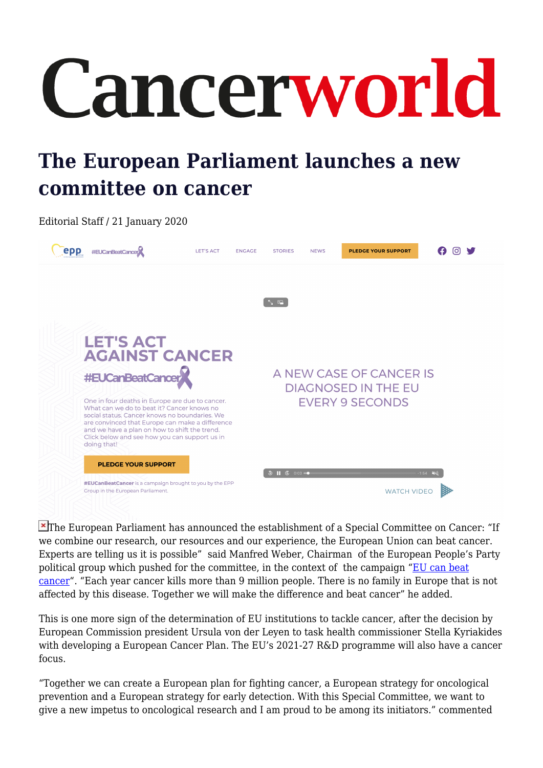# The European Parliament launches a new committee on cancer

Editorial Staff / 21 January 2020

The European Parliament has announced the establishment of a Special Committee on Cancer: "If we combine our research, our resources and our experience, the European Union can beat cancer. Experts are telling us it is possible" said Manfred Weber, Chairman of the European People's Party political group which pushed for the committee, in the context of the campaign "EU can beat cancer". "Each year cancer kills more than 9 million people. There is no family in Europe that is not affected by this disease. Together we will make the difference and beat cancer" he added.

This is one more sign of the determination of EU institutions to tackle cancer, after the decision by European Commission president Ursula von der Leyen to task health commissioner Stella Kyriakides with developing a European Cancer Plan. The EU's 2021-27 R&D programme will also have a cancer focus.

"Together we can create a European plan for fighting cancer, a European strategy for oncological prevention and a European strategy for early detection. With this Special Committee, we want to give a new impetus to oncological research and I am proud to be among its initiators." commented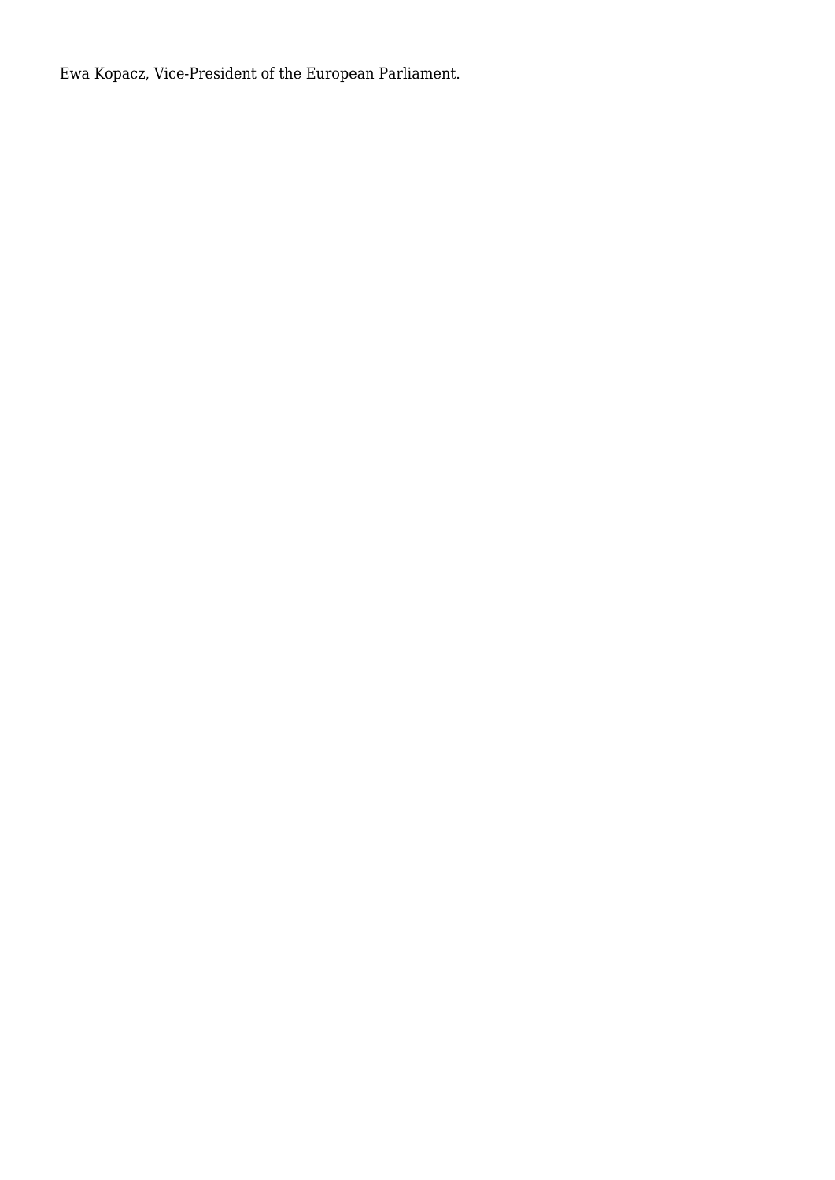Ewa Kopacz, Vice-President of the European Parliament.